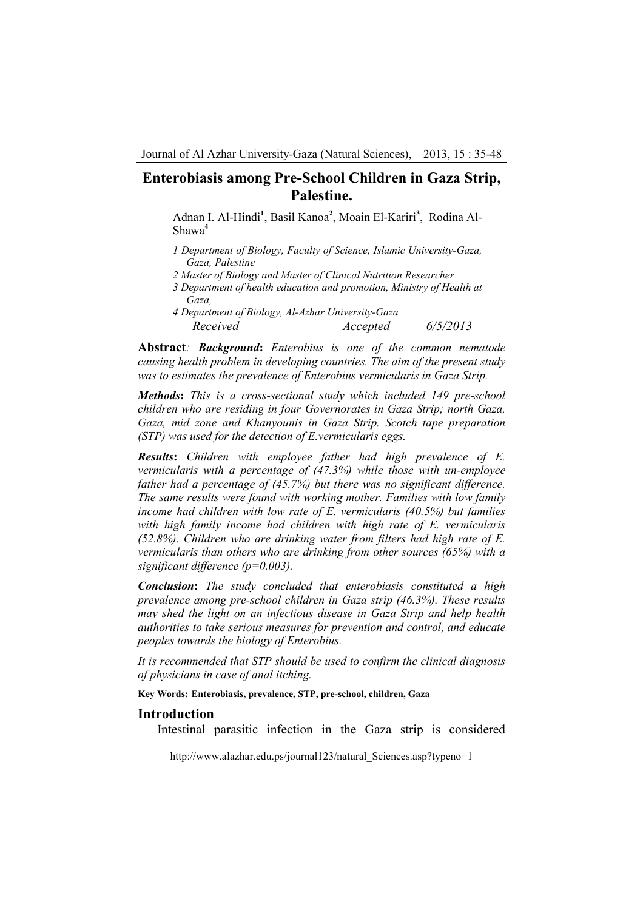# Enterobiasis among Pre-School Children in Gaza Strip, Palestine.

Adnan I. Al-Hindi[1], Basil Kanoa[2], Moain El-Kariri[3], Rodina Al-Shawa[4]

*1 Department of Biology, Faculty of Science, Islamic University-Gaza, Gaza, Palestine*

*2 Master of Biology and Master of Clinical Nutrition Researcher*

*3 Department of health education and promotion, Ministry of Health at Gaza,*

*4 Department of Biology, Al-Azhar University-Gaza*

*Received Accepted 6/5/2013*

**Abstract***:* ***Background*****:** *Enterobius is one of the common nematode causing health problem in developing countries. The aim of the present study was to estimates the prevalence of Enterobius vermicularis in Gaza Strip.*

***Methods*****:** *This is a cross-sectional study which included 149 pre-school children who are residing in four Governorates in Gaza Strip; north Gaza, Gaza, mid zone and Khanyounis in Gaza Strip. Scotch tape preparation (STP) was used for the detection of E.vermicularis eggs.*

***Results*****:** *Children with employee father had high prevalence of E. vermicularis with a percentage of (47.3%) while those with un-employee father had a percentage of (45.7%) but there was no significant difference. The same results were found with working mother. Families with low family income had children with low rate of E. vermicularis (40.5%) but families with high family income had children with high rate of E. vermicularis (52.8%). Children who are drinking water from filters had high rate of E. vermicularis than others who are drinking from other sources (65%) with a significant difference (p=0.003).*

***Conclusion*****:** *The study concluded that enterobiasis constituted a high prevalence among pre-school children in Gaza strip (46.3%). These results may shed the light on an infectious disease in Gaza Strip and help health authorities to take serious measures for prevention and control, and educate peoples towards the biology of Enterobius.*

*It is recommended that STP should be used to confirm the clinical diagnosis of physicians in case of anal itching.*

**Key Words: Enterobiasis, prevalence, STP, pre-school, children, Gaza**

## Introduction

Intestinal parasitic infection in the Gaza strip is considered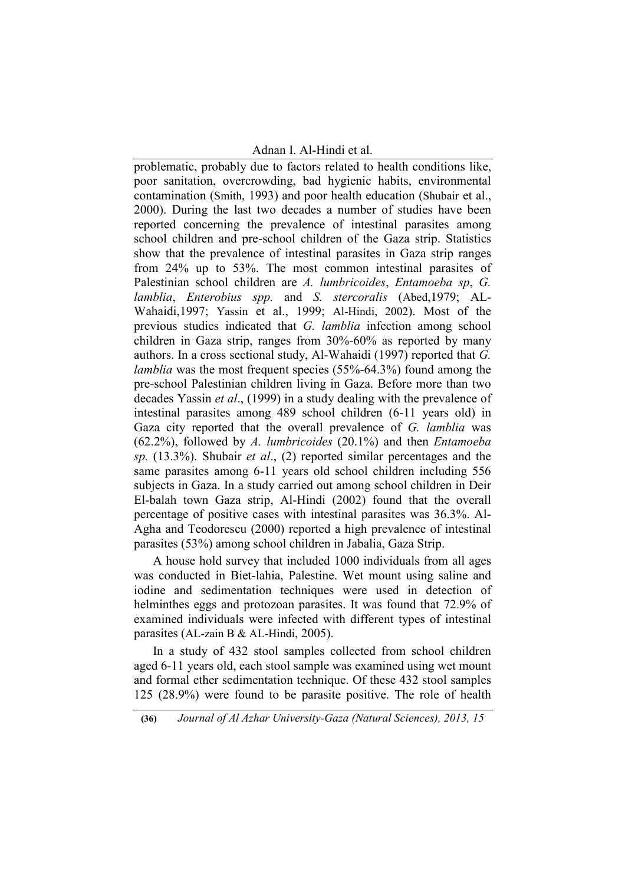problematic, probably due to factors related to health conditions like, poor sanitation, overcrowding, bad hygienic habits, environmental contamination (Smith, 1993) and poor health education (Shubair et al., 2000). During the last two decades a number of studies have been reported concerning the prevalence of intestinal parasites among school children and pre-school children of the Gaza strip. Statistics show that the prevalence of intestinal parasites in Gaza strip ranges from 24% up to 53%. The most common intestinal parasites of Palestinian school children are *A. lumbricoides*, *Entamoeba sp*, *G. lamblia*, *Enterobius spp.* and *S. stercoralis* (Abed,1979; AL-Wahaidi,1997; Yassin et al., 1999; Al-Hindi, 2002). Most of the previous studies indicated that *G. lamblia* infection among school children in Gaza strip, ranges from 30%-60% as reported by many authors. In a cross sectional study, Al-Wahaidi (1997) reported that *G. lamblia* was the most frequent species (55%-64.3%) found among the pre-school Palestinian children living in Gaza. Before more than two decades Yassin *et al*., (1999) in a study dealing with the prevalence of intestinal parasites among 489 school children (6-11 years old) in Gaza city reported that the overall prevalence of *G. lamblia* was (62.2%), followed by *A. lumbricoides* (20.1%) and then *Entamoeba sp.* (13.3%). Shubair *et al*., (2) reported similar percentages and the same parasites among 6-11 years old school children including 556 subjects in Gaza. In a study carried out among school children in Deir El-balah town Gaza strip, Al-Hindi (2002) found that the overall percentage of positive cases with intestinal parasites was 36.3%. Al-Agha and Teodorescu (2000) reported a high prevalence of intestinal parasites (53%) among school children in Jabalia, Gaza Strip.

A house hold survey that included 1000 individuals from all ages was conducted in Biet-lahia, Palestine. Wet mount using saline and iodine and sedimentation techniques were used in detection of helminthes eggs and protozoan parasites. It was found that 72.9% of examined individuals were infected with different types of intestinal parasites (AL-zain B & AL-Hindi, 2005).

In a study of 432 stool samples collected from school children aged 6-11 years old, each stool sample was examined using wet mount and formal ether sedimentation technique. Of these 432 stool samples 125 (28.9%) were found to be parasite positive. The role of health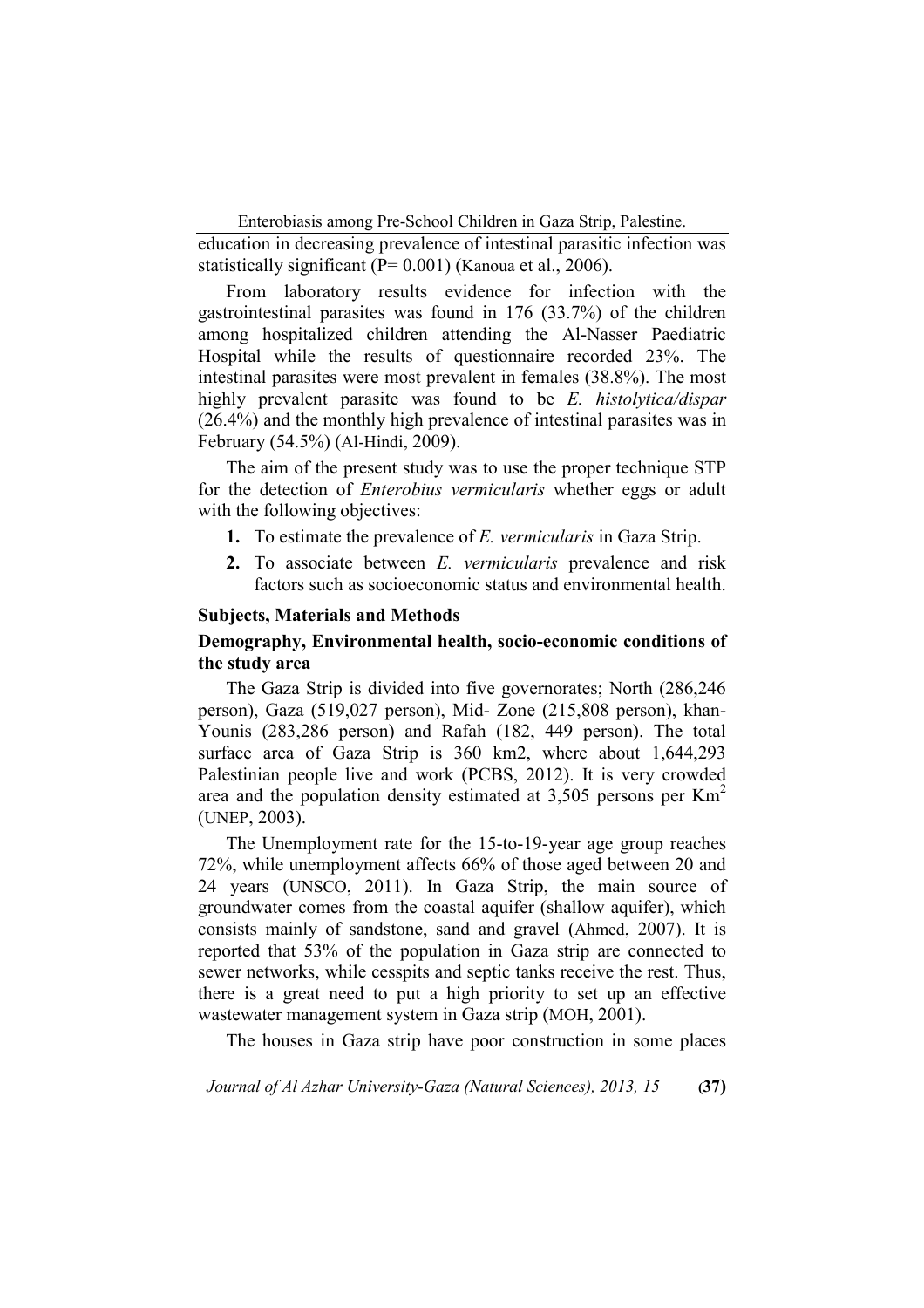education in decreasing prevalence of intestinal parasitic infection was statistically significant (P= 0.001) (Kanoua et al., 2006).

From laboratory results evidence for infection with the gastrointestinal parasites was found in 176 (33.7%) of the children among hospitalized children attending the Al-Nasser Paediatric Hospital while the results of questionnaire recorded 23%. The intestinal parasites were most prevalent in females (38.8%). The most highly prevalent parasite was found to be *E. histolytica/dispar* (26.4%) and the monthly high prevalence of intestinal parasites was in February (54.5%) (Al-Hindi, 2009).

The aim of the present study was to use the proper technique STP for the detection of *Enterobius vermicularis* whether eggs or adult with the following objectives:

1. To estimate the prevalence of *E. vermicularis* in Gaza Strip.
2. To associate between *E. vermicularis* prevalence and risk factors such as socioeconomic status and environmental health.

## Subjects, Materials and Methods

### Demography, Environmental health, socio-economic conditions of the study area

The Gaza Strip is divided into five governorates; North (286,246 person), Gaza (519,027 person), Mid- Zone (215,808 person), khan-Younis (283,286 person) and Rafah (182, 449 person). The total surface area of Gaza Strip is 360 km2, where about 1,644,293 Palestinian people live and work (PCBS, 2012). It is very crowded area and the population density estimated at 3,505 persons per $Km^2$ (UNEP, 2003).

The Unemployment rate for the 15-to-19-year age group reaches 72%, while unemployment affects 66% of those aged between 20 and 24 years (UNSCO, 2011). In Gaza Strip, the main source of groundwater comes from the coastal aquifer (shallow aquifer), which consists mainly of sandstone, sand and gravel (Ahmed, 2007). It is reported that 53% of the population in Gaza strip are connected to sewer networks, while cesspits and septic tanks receive the rest. Thus, there is a great need to put a high priority to set up an effective wastewater management system in Gaza strip (MOH, 2001).

The houses in Gaza strip have poor construction in some places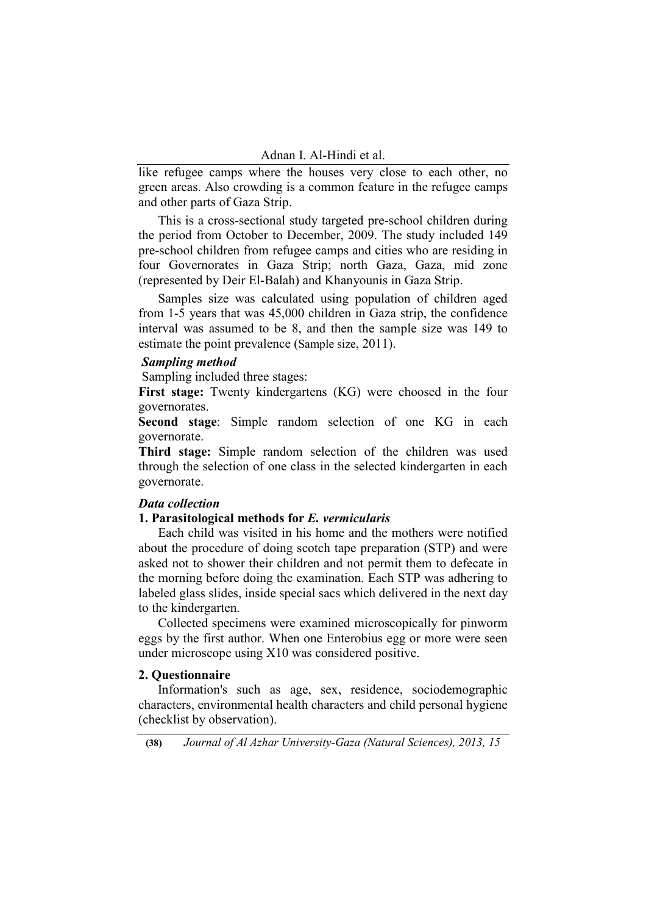like refugee camps where the houses very close to each other, no green areas. Also crowding is a common feature in the refugee camps and other parts of Gaza Strip.

This is a cross-sectional study targeted pre-school children during the period from October to December, 2009. The study included 149 pre-school children from refugee camps and cities who are residing in four Governorates in Gaza Strip; north Gaza, Gaza, mid zone (represented by Deir El-Balah) and Khanyounis in Gaza Strip.

Samples size was calculated using population of children aged from 1-5 years that was 45,000 children in Gaza strip, the confidence interval was assumed to be 8, and then the sample size was 149 to estimate the point prevalence (Sample size, 2011).

### *Sampling method*

Sampling included three stages:

**First stage:** Twenty kindergartens (KG) were choosed in the four governorates.

**Second stage**: Simple random selection of one KG in each governorate.

**Third stage:** Simple random selection of the children was used through the selection of one class in the selected kindergarten in each governorate.

### *Data collection*

#### 1. Parasitological methods for *E. vermicularis*

Each child was visited in his home and the mothers were notified about the procedure of doing scotch tape preparation (STP) and were asked not to shower their children and not permit them to defecate in the morning before doing the examination. Each STP was adhering to labeled glass slides, inside special sacs which delivered in the next day to the kindergarten.

Collected specimens were examined microscopically for pinworm eggs by the first author. When one Enterobius egg or more were seen under microscope using X10 was considered positive.

#### 2. Questionnaire

Information's such as age, sex, residence, sociodemographic characters, environmental health characters and child personal hygiene (checklist by observation).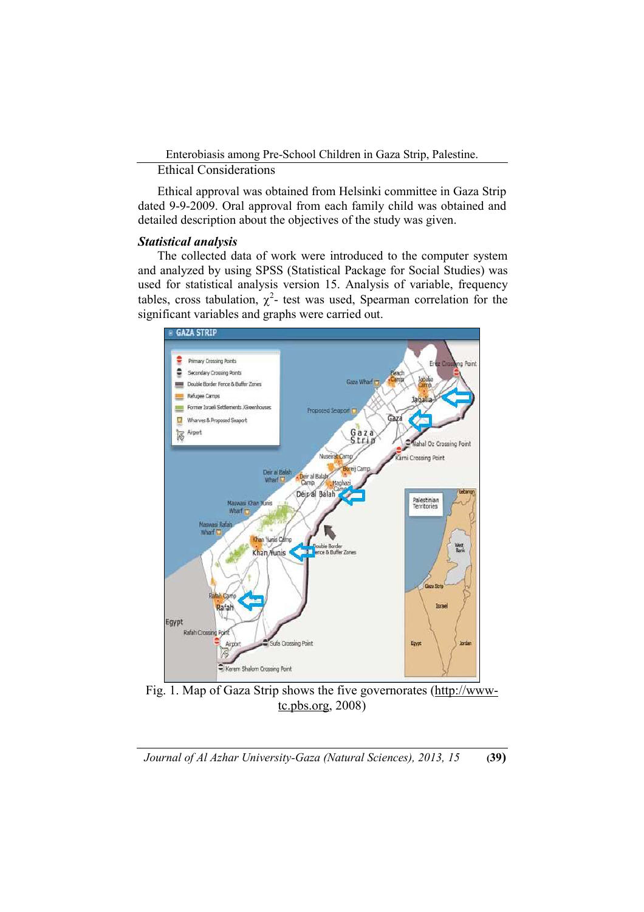Ethical Considerations

Ethical approval was obtained from Helsinki committee in Gaza Strip dated 9-9-2009. Oral approval from each family child was obtained and detailed description about the objectives of the study was given.

### *Statistical analysis*

The collected data of work were introduced to the computer system and analyzed by using SPSS (Statistical Package for Social Studies) was used for statistical analysis version 15. Analysis of variable, frequency tables, cross tabulation, $\chi^2$- test was used, Spearman correlation for the significant variables and graphs were carried out.

Fig. 1. Map of Gaza Strip shows the five governorates (http://www-tc.pbs.org, 2008)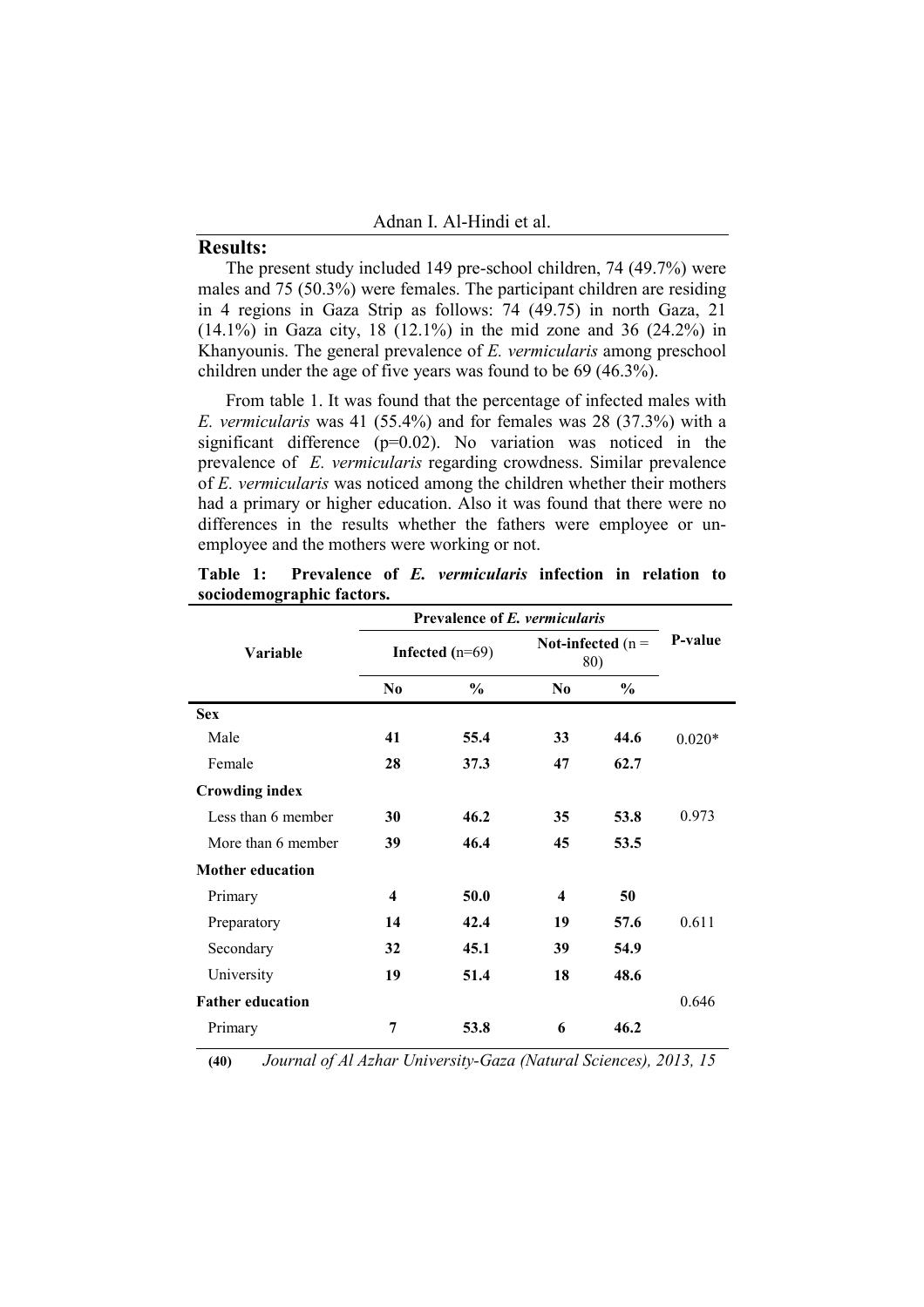## Results:

The present study included 149 pre-school children, 74 (49.7%) were males and 75 (50.3%) were females. The participant children are residing in 4 regions in Gaza Strip as follows: 74 (49.75) in north Gaza, 21 (14.1%) in Gaza city, 18 (12.1%) in the mid zone and 36 (24.2%) in Khanyounis. The general prevalence of *E. vermicularis* among preschool children under the age of five years was found to be 69 (46.3%).

From table 1. It was found that the percentage of infected males with *E. vermicularis* was 41 (55.4%) and for females was 28 (37.3%) with a significant difference (p=0.02). No variation was noticed in the prevalence of *E. vermicularis* regarding crowdness. Similar prevalence of *E. vermicularis* was noticed among the children whether their mothers had a primary or higher education. Also it was found that there were no differences in the results whether the fathers were employee or un-employee and the mothers were working or not.

**Table 1: Prevalence of *E. vermicularis* infection in relation to sociodemographic factors.**

| Variable | Prevalence of *E. vermicularis* | | | | P-value |
|---|---|---|---|---|---|
| | Infected (n=69) | | Not-infected (n = 80) | | |
| | No | % | No | % | |
| **Sex** | | | | | |
| Male | **41** | **55.4** | **33** | **44.6** | 0.020* |
| Female | **28** | **37.3** | **47** | **62.7** | |
| **Crowding index** | | | | | |
| Less than 6 member | **30** | **46.2** | **35** | **53.8** | 0.973 |
| More than 6 member | **39** | **46.4** | **45** | **53.5** | |
| **Mother education** | | | | | |
| Primary | **4** | **50.0** | **4** | **50** | |
| Preparatory | **14** | **42.4** | **19** | **57.6** | 0.611 |
| Secondary | **32** | **45.1** | **39** | **54.9** | |
| University | **19** | **51.4** | **18** | **48.6** | |
| **Father education** | | | | | 0.646 |
| Primary | **7** | **53.8** | **6** | **46.2** | |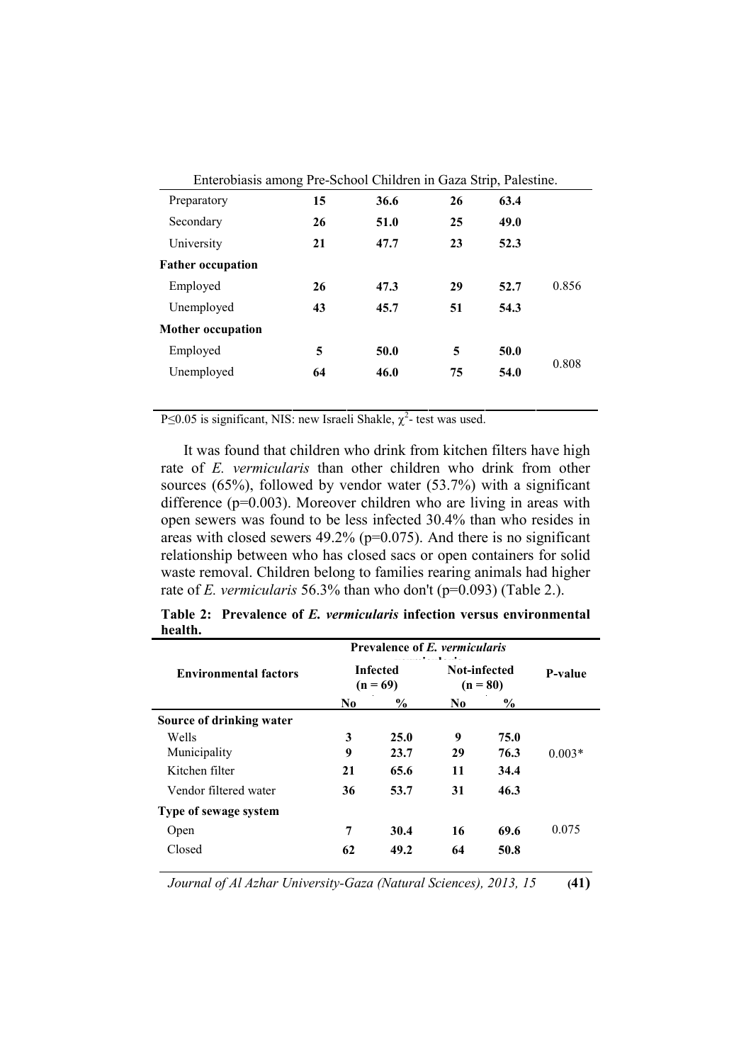| Preparatory | 15 | 36.6 | 26 | 63.4 | |
|---|---|---|---|---|---|
| Secondary | 26 | 51.0 | 25 | 49.0 | |
| University | 21 | 47.7 | 23 | 52.3 | |
| **Father occupation** | | | | | |
| Employed | 26 | 47.3 | 29 | 52.7 | 0.856 |
| Unemployed | 43 | 45.7 | 51 | 54.3 | |
| **Mother occupation** | | | | | |
| Employed | 5 | 50.0 | 5 | 50.0 | 0.808 |
| Unemployed | 64 | 46.0 | 75 | 54.0 | |

P≤0.05 is significant, NIS: new Israeli Shakle, $\chi^2$- test was used.

It was found that children who drink from kitchen filters have high rate of *E. vermicularis* than other children who drink from other sources (65%), followed by vendor water (53.7%) with a significant difference (p=0.003). Moreover children who are living in areas with open sewers was found to be less infected 30.4% than who resides in areas with closed sewers 49.2% (p=0.075). And there is no significant relationship between who has closed sacs or open containers for solid waste removal. Children belong to families rearing animals had higher rate of *E. vermicularis* 56.3% than who don't (p=0.093) (Table 2.).

**Table 2: Prevalence of *E. vermicularis* infection versus environmental health.**

| Environmental factors | Prevalence of *E. vermicularis* | | | | P-value |
|---|---|---|---|---|---|
| | Infected (n = 69) | | Not-infected (n = 80) | | |
| | No | % | No | % | |
| **Source of drinking water** | | | | | |
| Wells | 3 | 25.0 | 9 | 75.0 | |
| Municipality | 9 | 23.7 | 29 | 76.3 | 0.003* |
| Kitchen filter | 21 | 65.6 | 11 | 34.4 | |
| Vendor filtered water | 36 | 53.7 | 31 | 46.3 | |
| **Type of sewage system** | | | | | |
| Open | 7 | 30.4 | 16 | 69.6 | 0.075 |
| Closed | 62 | 49.2 | 64 | 50.8 | |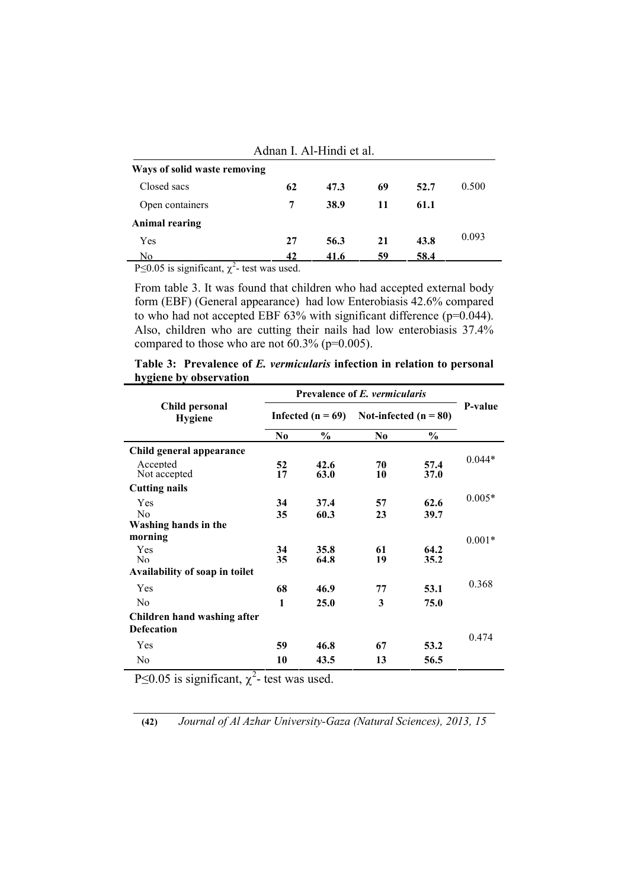| Ways of solid waste removing | | | | | |
|---|---|---|---|---|---|
| Closed sacs | **62** | **47.3** | **69** | **52.7** | 0.500 |
| Open containers | **7** | **38.9** | **11** | **61.1** | |
| **Animal rearing** | | | | | |
| Yes | **27** | **56.3** | **21** | **43.8** | 0.093 |
| No | **42** | **41.6** | **59** | **58.4** | |

P≤0.05 is significant, $\chi^2$- test was used.

From table 3. It was found that children who had accepted external body form (EBF) (General appearance) had low Enterobiasis 42.6% compared to who had not accepted EBF 63% with significant difference (p=0.044). Also, children who are cutting their nails had low enterobiasis 37.4% compared to those who are not 60.3% (p=0.005).

**Table 3: Prevalence of *E. vermicularis* infection in relation to personal hygiene by observation**

| Child personal Hygiene | Prevalence of *E. vermicularis* | | | | P-value |
|---|---|---|---|---|---|
| | Infected (n = 69) | | Not-infected (n = 80) | | |
| | No | % | No | % | |
| **Child general appearance** | | | | | |
| Accepted | **52** | **42.6** | **70** | **57.4** | 0.044* |
| Not accepted | **17** | **63.0** | **10** | **37.0** | |
| **Cutting nails** | | | | | |
| Yes | **34** | **37.4** | **57** | **62.6** | 0.005* |
| No | **35** | **60.3** | **23** | **39.7** | |
| **Washing hands in the morning** | | | | | |
| Yes | **34** | **35.8** | **61** | **64.2** | 0.001* |
| No | **35** | **64.8** | **19** | **35.2** | |
| **Availability of soap in toilet** | | | | | |
| Yes | **68** | **46.9** | **77** | **53.1** | 0.368 |
| No | **1** | **25.0** | **3** | **75.0** | |
| **Children hand washing after Defecation** | | | | | |
| Yes | **59** | **46.8** | **67** | **53.2** | 0.474 |
| No | **10** | **43.5** | **13** | **56.5** | |

P≤0.05 is significant, $\chi^2$- test was used.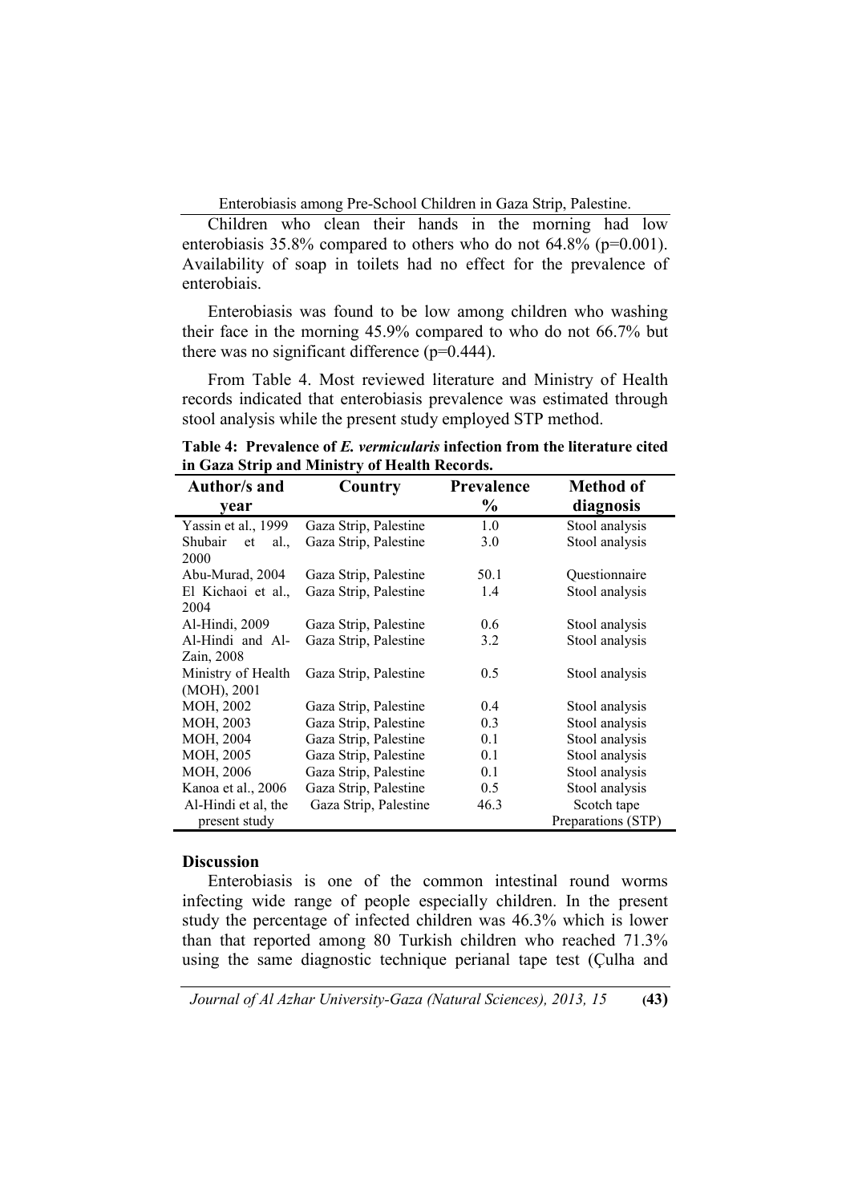Children who clean their hands in the morning had low enterobiasis 35.8% compared to others who do not 64.8% (p=0.001). Availability of soap in toilets had no effect for the prevalence of enterobiais.

Enterobiasis was found to be low among children who washing their face in the morning 45.9% compared to who do not 66.7% but there was no significant difference (p=0.444).

From Table 4. Most reviewed literature and Ministry of Health records indicated that enterobiasis prevalence was estimated through stool analysis while the present study employed STP method.

**Table 4: Prevalence of *E. vermicularis* infection from the literature cited in Gaza Strip and Ministry of Health Records.**

| Author/s and year | Country | Prevalence % | Method of diagnosis |
|---|---|---|---|
| Yassin et al., 1999 | Gaza Strip, Palestine | 1.0 | Stool analysis |
| Shubair et al., 2000 | Gaza Strip, Palestine | 3.0 | Stool analysis |
| Abu-Murad, 2004 | Gaza Strip, Palestine | 50.1 | Questionnaire |
| El Kichaoi et al., 2004 | Gaza Strip, Palestine | 1.4 | Stool analysis |
| Al-Hindi, 2009 | Gaza Strip, Palestine | 0.6 | Stool analysis |
| Al-Hindi and Al-Zain, 2008 | Gaza Strip, Palestine | 3.2 | Stool analysis |
| Ministry of Health (MOH), 2001 | Gaza Strip, Palestine | 0.5 | Stool analysis |
| MOH, 2002 | Gaza Strip, Palestine | 0.4 | Stool analysis |
| MOH, 2003 | Gaza Strip, Palestine | 0.3 | Stool analysis |
| MOH, 2004 | Gaza Strip, Palestine | 0.1 | Stool analysis |
| MOH, 2005 | Gaza Strip, Palestine | 0.1 | Stool analysis |
| MOH, 2006 | Gaza Strip, Palestine | 0.1 | Stool analysis |
| Kanoa et al., 2006 | Gaza Strip, Palestine | 0.5 | Stool analysis |
| Al-Hindi et al, the present study | Gaza Strip, Palestine | 46.3 | Scotch tape Preparations (STP) |

## Discussion

Enterobiasis is one of the common intestinal round worms infecting wide range of people especially children. In the present study the percentage of infected children was 46.3% which is lower than that reported among 80 Turkish children who reached 71.3% using the same diagnostic technique perianal tape test (Çulha and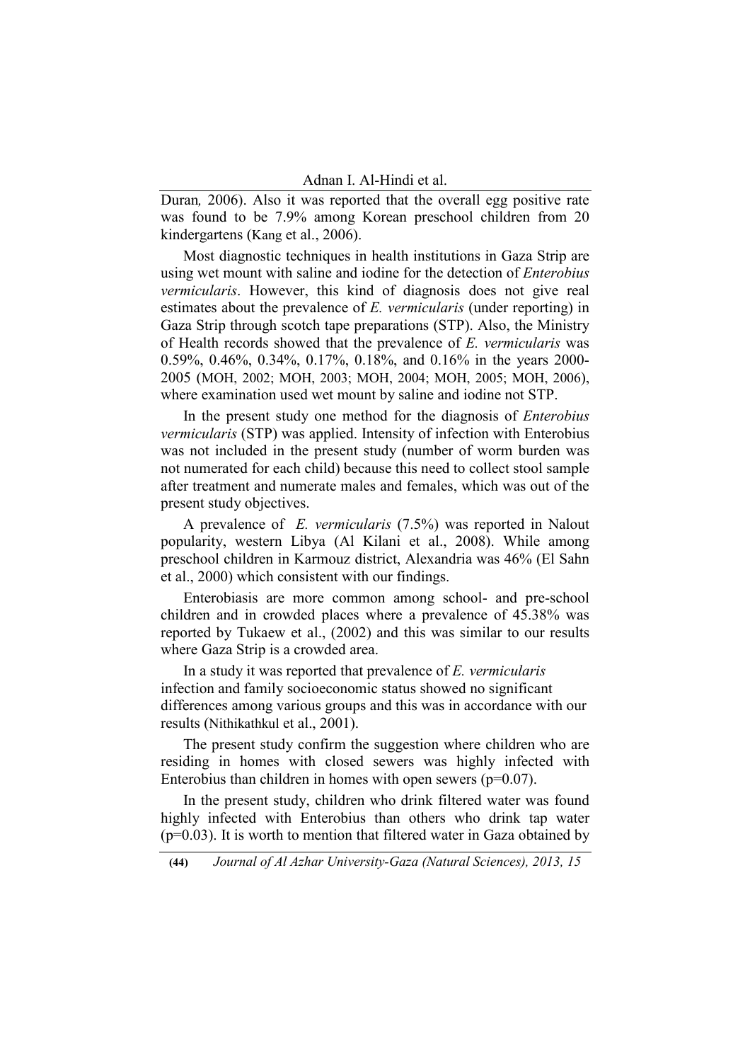Duran*,* 2006). Also it was reported that the overall egg positive rate was found to be 7.9% among Korean preschool children from 20 kindergartens (Kang et al., 2006).

Most diagnostic techniques in health institutions in Gaza Strip are using wet mount with saline and iodine for the detection of *Enterobius vermicularis*. However, this kind of diagnosis does not give real estimates about the prevalence of *E. vermicularis* (under reporting) in Gaza Strip through scotch tape preparations (STP). Also, the Ministry of Health records showed that the prevalence of *E. vermicularis* was 0.59%, 0.46%, 0.34%, 0.17%, 0.18%, and 0.16% in the years 2000-2005 (MOH, 2002; MOH, 2003; MOH, 2004; MOH, 2005; MOH, 2006), where examination used wet mount by saline and iodine not STP.

In the present study one method for the diagnosis of *Enterobius vermicularis* (STP) was applied. Intensity of infection with Enterobius was not included in the present study (number of worm burden was not numerated for each child) because this need to collect stool sample after treatment and numerate males and females, which was out of the present study objectives.

A prevalence of *E. vermicularis* (7.5%) was reported in Nalout popularity, western Libya (Al Kilani et al., 2008). While among preschool children in Karmouz district, Alexandria was 46% (El Sahn et al., 2000) which consistent with our findings.

Enterobiasis are more common among school- and pre-school children and in crowded places where a prevalence of 45.38% was reported by Tukaew et al., (2002) and this was similar to our results where Gaza Strip is a crowded area.

In a study it was reported that prevalence of *E. vermicularis* infection and family socioeconomic status showed no significant differences among various groups and this was in accordance with our results (Nithikathkul et al., 2001).

The present study confirm the suggestion where children who are residing in homes with closed sewers was highly infected with Enterobius than children in homes with open sewers ($p=0.07$).

In the present study, children who drink filtered water was found highly infected with Enterobius than others who drink tap water ($p=0.03$). It is worth to mention that filtered water in Gaza obtained by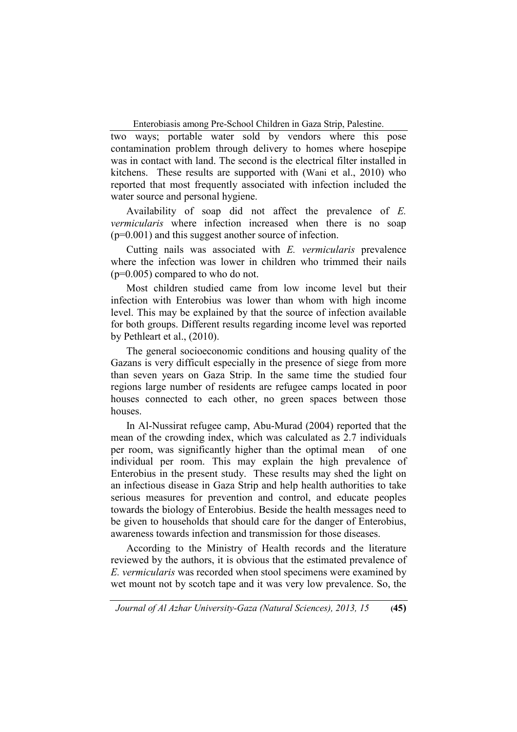two ways; portable water sold by vendors where this pose contamination problem through delivery to homes where hosepipe was in contact with land. The second is the electrical filter installed in kitchens. These results are supported with (Wani et al., 2010) who reported that most frequently associated with infection included the water source and personal hygiene.

Availability of soap did not affect the prevalence of *E. vermicularis* where infection increased when there is no soap ($p=0.001$) and this suggest another source of infection.

Cutting nails was associated with *E. vermicularis* prevalence where the infection was lower in children who trimmed their nails ($p=0.005$) compared to who do not.

Most children studied came from low income level but their infection with Enterobius was lower than whom with high income level. This may be explained by that the source of infection available for both groups. Different results regarding income level was reported by Pethleart et al., (2010).

The general socioeconomic conditions and housing quality of the Gazans is very difficult especially in the presence of siege from more than seven years on Gaza Strip. In the same time the studied four regions large number of residents are refugee camps located in poor houses connected to each other, no green spaces between those houses.

In Al-Nussirat refugee camp, Abu-Murad (2004) reported that the mean of the crowding index, which was calculated as 2.7 individuals per room, was significantly higher than the optimal mean of one individual per room. This may explain the high prevalence of Enterobius in the present study. These results may shed the light on an infectious disease in Gaza Strip and help health authorities to take serious measures for prevention and control, and educate peoples towards the biology of Enterobius. Beside the health messages need to be given to households that should care for the danger of Enterobius, awareness towards infection and transmission for those diseases.

According to the Ministry of Health records and the literature reviewed by the authors, it is obvious that the estimated prevalence of *E. vermicularis* was recorded when stool specimens were examined by wet mount not by scotch tape and it was very low prevalence. So, the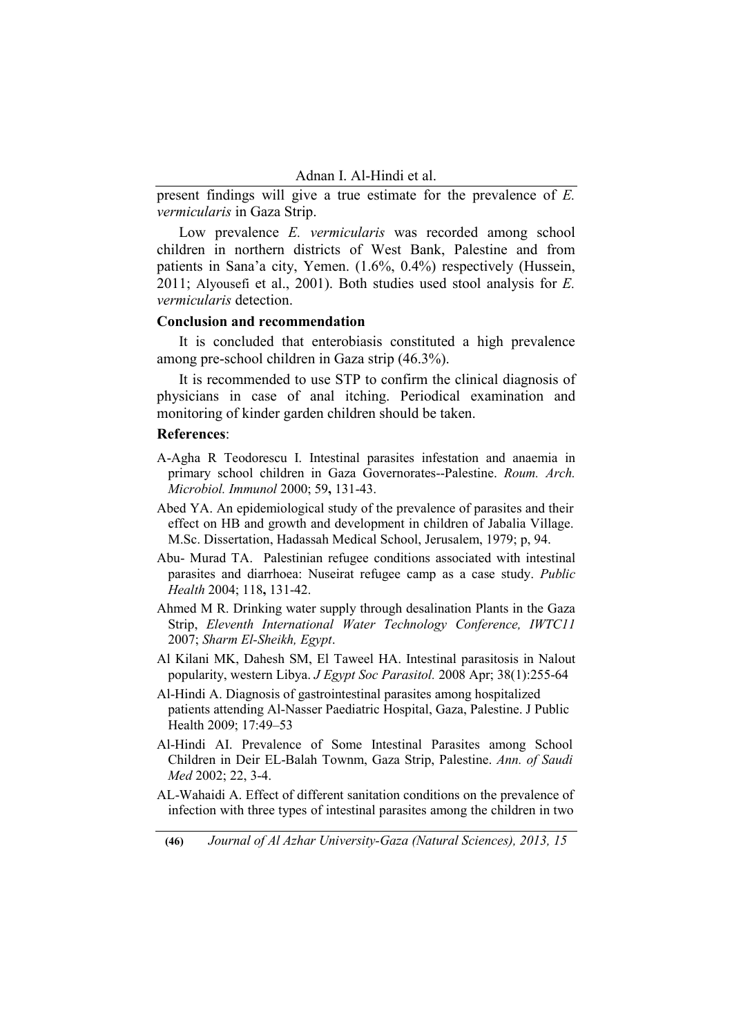present findings will give a true estimate for the prevalence of *E. vermicularis* in Gaza Strip.

Low prevalence *E. vermicularis* was recorded among school children in northern districts of West Bank, Palestine and from patients in Sana'a city, Yemen. (1.6%, 0.4%) respectively (Hussein, 2011; Alyousefi et al., 2001). Both studies used stool analysis for *E. vermicularis* detection.

## Conclusion and recommendation

It is concluded that enterobiasis constituted a high prevalence among pre-school children in Gaza strip (46.3%).

It is recommended to use STP to confirm the clinical diagnosis of physicians in case of anal itching. Periodical examination and monitoring of kinder garden children should be taken.

## References:

A-Agha R Teodorescu I. Intestinal parasites infestation and anaemia in primary school children in Gaza Governorates--Palestine. *Roum. Arch. Microbiol. Immunol* 2000; 59**,** 131-43.

Abed YA. An epidemiological study of the prevalence of parasites and their effect on HB and growth and development in children of Jabalia Village. M.Sc. Dissertation, Hadassah Medical School, Jerusalem, 1979; p, 94.

Abu- Murad TA. Palestinian refugee conditions associated with intestinal parasites and diarrhoea: Nuseirat refugee camp as a case study. *Public Health* 2004; 118**,** 131-42.

Ahmed M R. Drinking water supply through desalination Plants in the Gaza Strip, *Eleventh International Water Technology Conference, IWTC11* 2007; *Sharm El-Sheikh, Egypt*.

Al Kilani MK, Dahesh SM, El Taweel HA. Intestinal parasitosis in Nalout popularity, western Libya. *J Egypt Soc Parasitol.* 2008 Apr; 38(1):255-64

Al-Hindi A. Diagnosis of gastrointestinal parasites among hospitalized patients attending Al-Nasser Paediatric Hospital, Gaza, Palestine. J Public Health 2009; 17:49–53

Al-Hindi AI. Prevalence of Some Intestinal Parasites among School Children in Deir EL-Balah Townm, Gaza Strip, Palestine. *Ann. of Saudi Med* 2002; 22, 3-4.

AL-Wahaidi A. Effect of different sanitation conditions on the prevalence of infection with three types of intestinal parasites among the children in two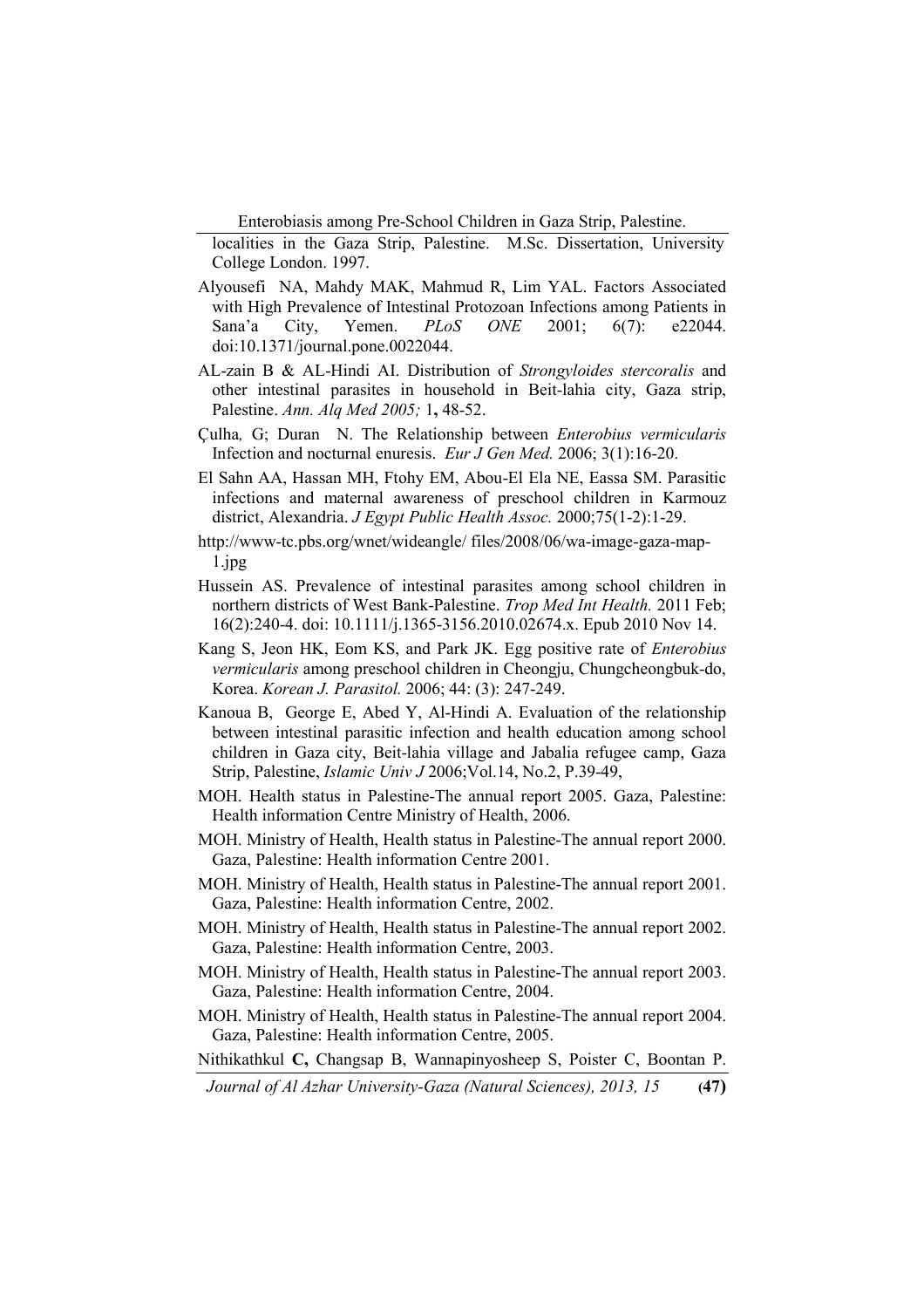localities in the Gaza Strip, Palestine. M.Sc. Dissertation, University College London. 1997.

Alyousefi NA, Mahdy MAK, Mahmud R, Lim YAL. Factors Associated with High Prevalence of Intestinal Protozoan Infections among Patients in Sana'a City, Yemen. *PLoS ONE* 2001; 6(7): e22044. doi:10.1371/journal.pone.0022044.

AL-zain B & AL-Hindi AI. Distribution of *Strongyloides stercoralis* and other intestinal parasites in household in Beit-lahia city, Gaza strip, Palestine. *Ann. Alq Med 2005;* 1**,** 48-52.

Çulha*,* G; Duran N. The Relationship between *Enterobius vermicularis* Infection and nocturnal enuresis. *Eur J Gen Med.* 2006; 3(1):16-20.

El Sahn AA, Hassan MH, Ftohy EM, Abou-El Ela NE, Eassa SM. Parasitic infections and maternal awareness of preschool children in Karmouz district, Alexandria. *J Egypt Public Health Assoc.* 2000;75(1-2):1-29.

http://www-tc.pbs.org/wnet/wideangle/ files/2008/06/wa-image-gaza-map-1.jpg

Hussein AS. Prevalence of intestinal parasites among school children in northern districts of West Bank-Palestine. *Trop Med Int Health.* 2011 Feb; 16(2):240-4. doi: 10.1111/j.1365-3156.2010.02674.x. Epub 2010 Nov 14.

Kang S, Jeon HK, Eom KS, and Park JK. Egg positive rate of *Enterobius vermicularis* among preschool children in Cheongju, Chungcheongbuk-do, Korea. *Korean J. Parasitol.* 2006; 44: (3): 247-249.

Kanoua B, George E, Abed Y, Al-Hindi A. Evaluation of the relationship between intestinal parasitic infection and health education among school children in Gaza city, Beit-lahia village and Jabalia refugee camp, Gaza Strip, Palestine, *Islamic Univ J* 2006;Vol.14, No.2, P.39-49,

MOH. Health status in Palestine-The annual report 2005. Gaza, Palestine: Health information Centre Ministry of Health, 2006.

MOH. Ministry of Health, Health status in Palestine-The annual report 2000. Gaza, Palestine: Health information Centre 2001.

MOH. Ministry of Health, Health status in Palestine-The annual report 2001. Gaza, Palestine: Health information Centre, 2002.

MOH. Ministry of Health, Health status in Palestine-The annual report 2002. Gaza, Palestine: Health information Centre, 2003.

MOH. Ministry of Health, Health status in Palestine-The annual report 2003. Gaza, Palestine: Health information Centre, 2004.

MOH. Ministry of Health, Health status in Palestine-The annual report 2004. Gaza, Palestine: Health information Centre, 2005.

Nithikathkul **C,** Changsap B, Wannapinyosheep S, Poister C, Boontan P.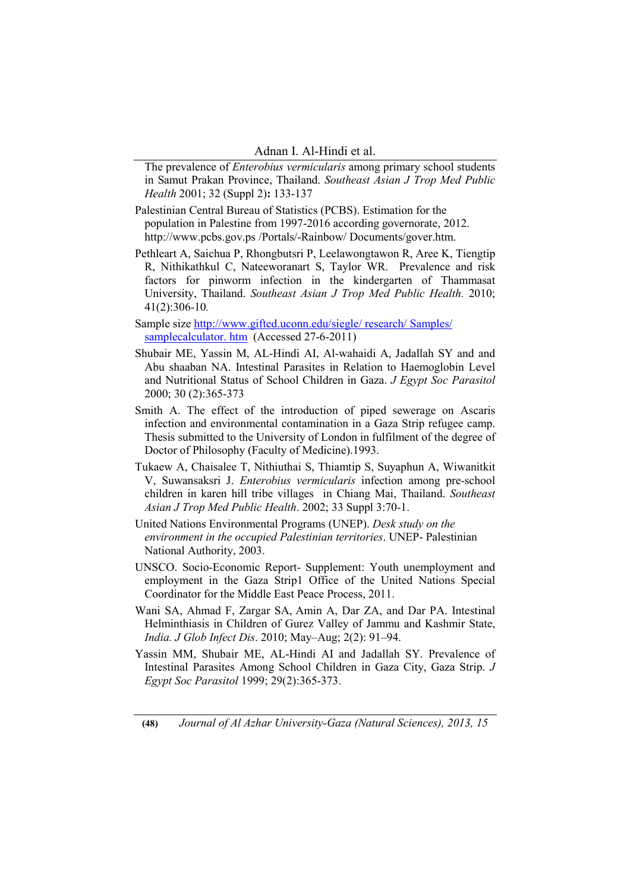The prevalence of *Enterobius vermicularis* among primary school students in Samut Prakan Province, Thailand. *Southeast Asian J Trop Med Public Health* 2001; 32 (Suppl 2)**:** 133-137

Palestinian Central Bureau of Statistics (PCBS). Estimation for the population in Palestine from 1997-2016 according governorate, 2012. http://www.pcbs.gov.ps /Portals/-Rainbow/ Documents/gover.htm.

Pethleart A, Saichua P, Rhongbutsri P, Leelawongtawon R, Aree K, Tiengtip R, Nithikathkul C, Nateeworanart S, Taylor WR. Prevalence and risk factors for pinworm infection in the kindergarten of Thammasat University, Thailand. *Southeast Asian J Trop Med Public Health.* 2010; 41(2):306-10*.*

Sample size [http://www.gifted.uconn.edu/siegle/ research/ Samples/ samplecalculator. htm](http://www.gifted.uconn.edu/siegle/research/Samples/samplecalculator.htm) (Accessed 27-6-2011)

Shubair ME, Yassin M, AL-Hindi AI, Al-wahaidi A, Jadallah SY and and Abu shaaban NA. Intestinal Parasites in Relation to Haemoglobin Level and Nutritional Status of School Children in Gaza. *J Egypt Soc Parasitol* 2000; 30 (2):365-373

Smith A. The effect of the introduction of piped sewerage on Ascaris infection and environmental contamination in a Gaza Strip refugee camp. Thesis submitted to the University of London in fulfilment of the degree of Doctor of Philosophy (Faculty of Medicine).1993.

Tukaew A, Chaisalee T, Nithiuthai S, Thiamtip S, Suyaphun A, Wiwanitkit V, Suwansaksri J. *Enterobius vermicularis* infection among pre-school children in karen hill tribe villages in Chiang Mai, Thailand. *Southeast Asian J Trop Med Public Health*. 2002; 33 Suppl 3:70-1.

United Nations Environmental Programs (UNEP). *Desk study on the environment in the occupied Palestinian territories*. UNEP- Palestinian National Authority, 2003.

UNSCO. Socio-Economic Report- Supplement: Youth unemployment and employment in the Gaza Strip1 Office of the United Nations Special Coordinator for the Middle East Peace Process, 2011.

Wani SA, Ahmad F, Zargar SA, Amin A, Dar ZA, and Dar PA. Intestinal Helminthiasis in Children of Gurez Valley of Jammu and Kashmir State, *India. J Glob Infect Dis*. 2010; May–Aug; 2(2): 91–94.

Yassin MM, Shubair ME, AL-Hindi AI and Jadallah SY. Prevalence of Intestinal Parasites Among School Children in Gaza City, Gaza Strip. *J Egypt Soc Parasitol* 1999; 29(2):365-373.